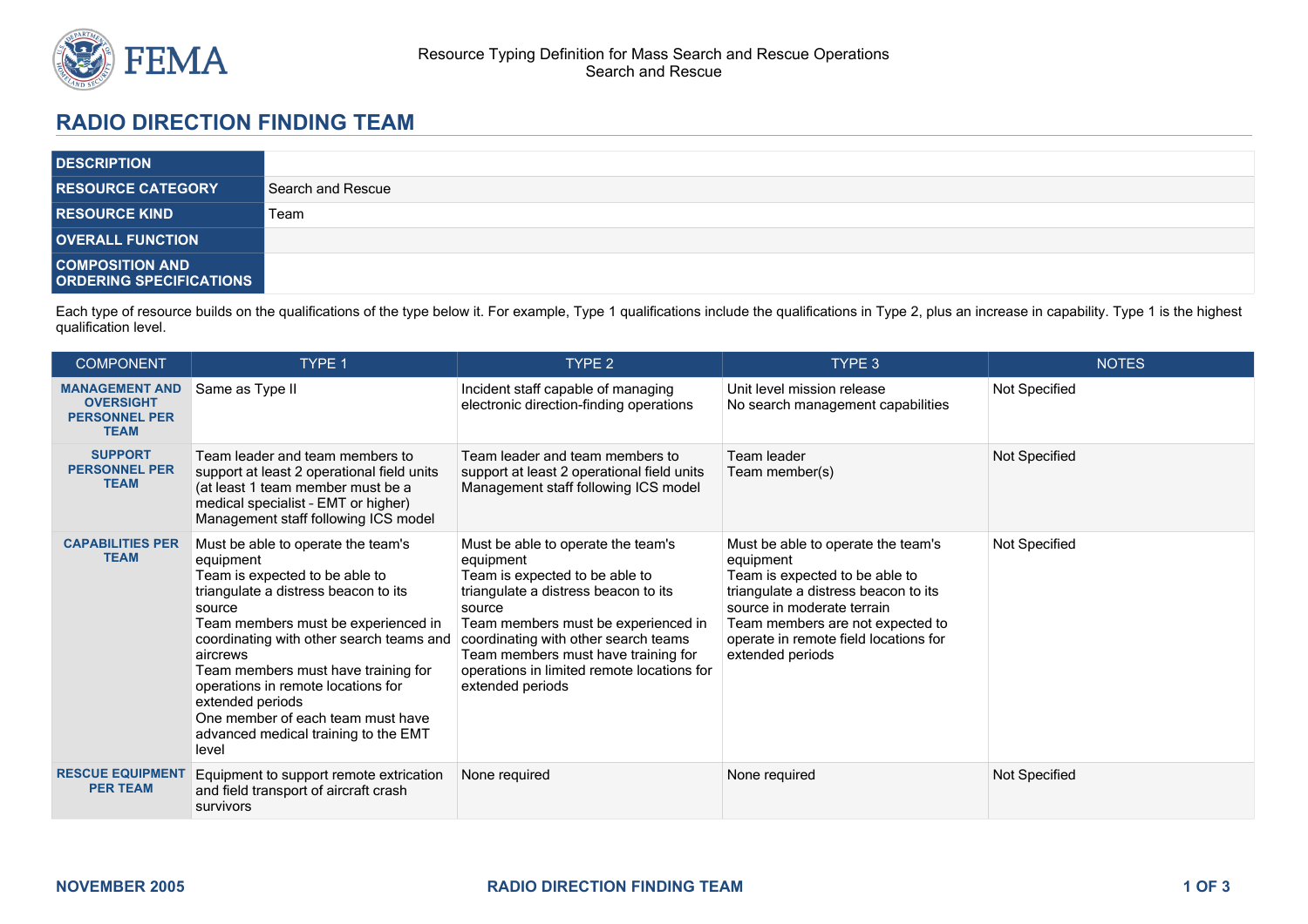# RADIO DIRECTION FINDING TEAM

| DESCRIPTION | |
|---|---|
| RESOURCE CATEGORY | Search and Rescue |
| RESOURCE KIND | Team |
| OVERALL FUNCTION | |
| COMPOSITION AND ORDERING SPECIFICATIONS | |

Each type of resource builds on the qualifications of the type below it. For example, Type 1 qualifications include the qualifications in Type 2, plus an increase in capability. Type 1 is the highest qualification level.

| COMPONENT | TYPE 1 | TYPE 2 | TYPE 3 | NOTES |
|---|---|---|---|---|
| MANAGEMENT AND OVERSIGHT PERSONNEL PER TEAM | Same as Type II | Incident staff capable of managing electronic direction-finding operations | Unit level mission release<br>No search management capabilities | Not Specified |
| SUPPORT PERSONNEL PER TEAM | Team leader and team members to support at least 2 operational field units (at least 1 team member must be a medical specialist - EMT or higher)<br>Management staff following ICS model | Team leader and team members to support at least 2 operational field units<br>Management staff following ICS model | Team leader<br>Team member(s) | Not Specified |
| CAPABILITIES PER TEAM | Must be able to operate the team's equipment<br>Team is expected to be able to triangulate a distress beacon to its source<br>Team members must be experienced in coordinating with other search teams and aircrews<br>Team members must have training for operations in remote locations for extended periods<br>One member of each team must have advanced medical training to the EMT level | Must be able to operate the team's equipment<br>Team is expected to be able to triangulate a distress beacon to its source<br>Team members must be experienced in coordinating with other search teams<br>Team members must have training for operations in limited remote locations for extended periods | Must be able to operate the team's equipment<br>Team is expected to be able to triangulate a distress beacon to its source in moderate terrain<br>Team members are not expected to operate in remote field locations for extended periods | Not Specified |
| RESCUE EQUIPMENT PER TEAM | Equipment to support remote extrication and field transport of aircraft crash survivors | None required | None required | Not Specified |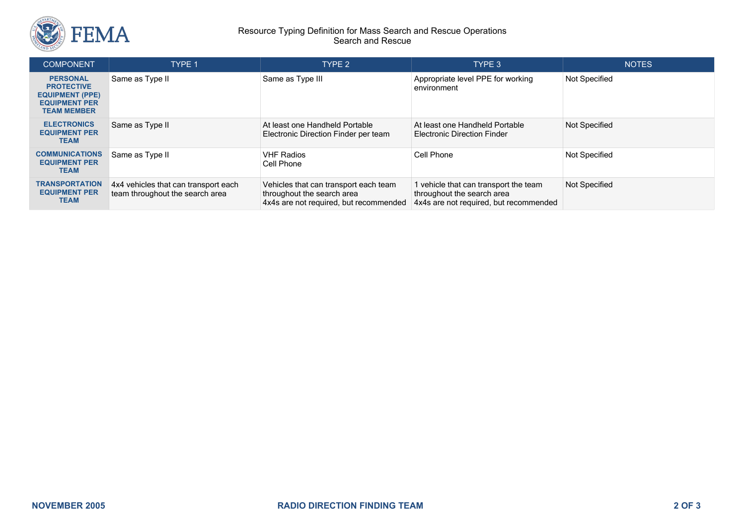| COMPONENT | TYPE 1 | TYPE 2 | TYPE 3 | NOTES |
|---|---|---|---|---|
| **PERSONAL PROTECTIVE EQUIPMENT (PPE) EQUIPMENT PER TEAM MEMBER** | Same as Type II | Same as Type III | Appropriate level PPE for working environment | Not Specified |
| **ELECTRONICS EQUIPMENT PER TEAM** | Same as Type II | At least one Handheld Portable Electronic Direction Finder per team | At least one Handheld Portable Electronic Direction Finder | Not Specified |
| **COMMUNICATIONS EQUIPMENT PER TEAM** | Same as Type II | VHF Radios<br>Cell Phone | Cell Phone | Not Specified |
| **TRANSPORTATION EQUIPMENT PER TEAM** | 4x4 vehicles that can transport each team throughout the search area | Vehicles that can transport each team throughout the search area<br>4x4s are not required, but recommended | 1 vehicle that can transport the team throughout the search area<br>4x4s are not required, but recommended | Not Specified |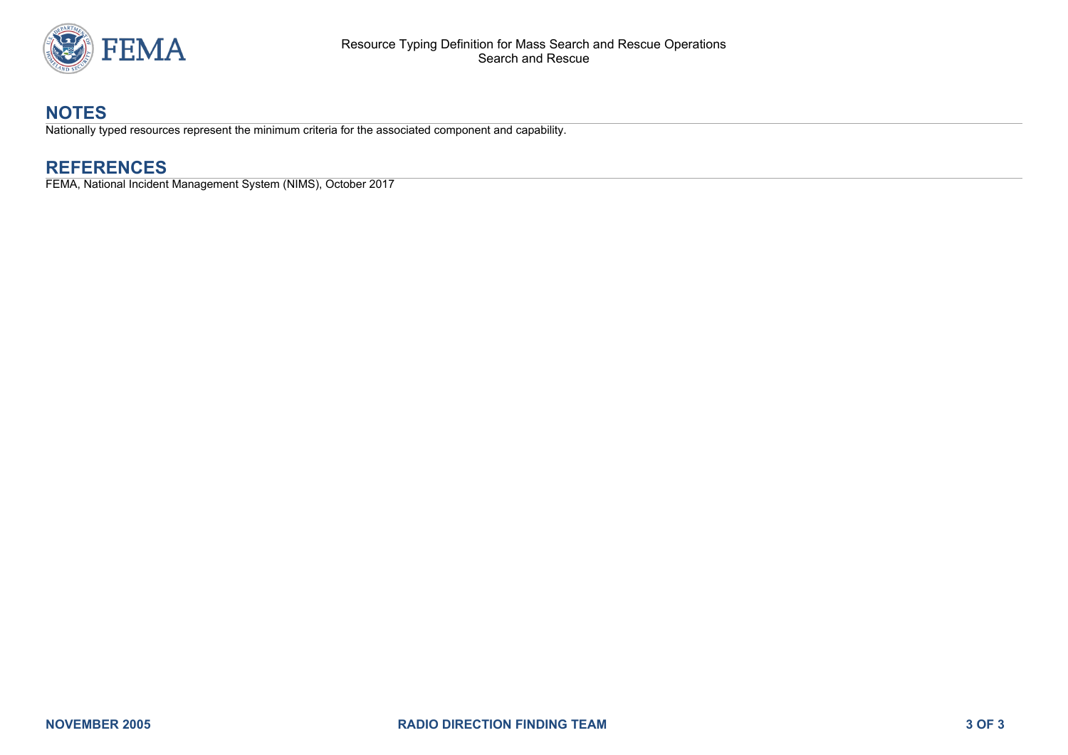## NOTES

Nationally typed resources represent the minimum criteria for the associated component and capability.

## REFERENCES

FEMA, National Incident Management System (NIMS), October 2017